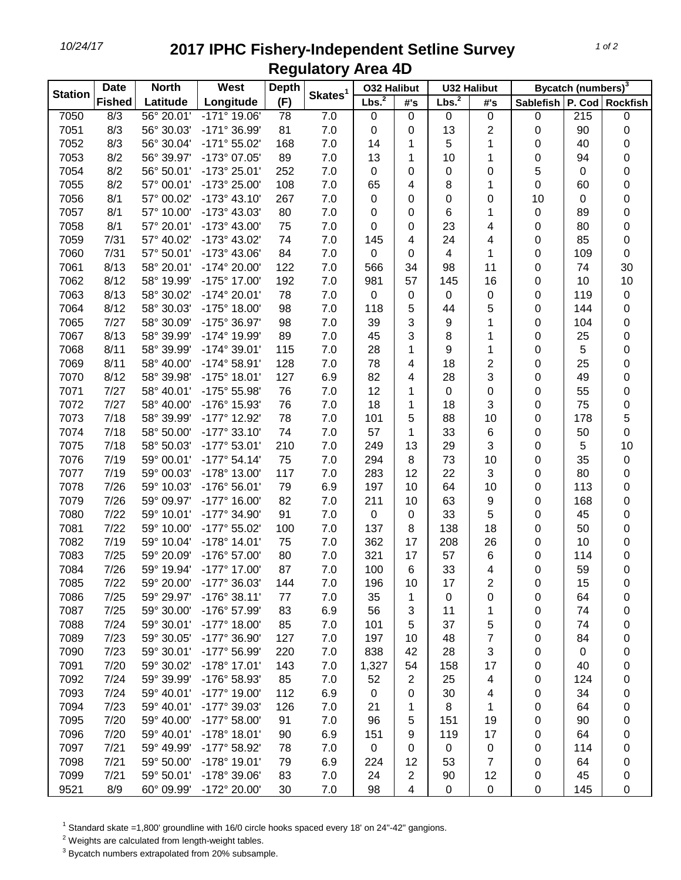10/24/17

# 2017 IPHC Fishery-Independent Setline Survey
## Regulatory Area 4D

| Station | Date | North | West | Depth | Skates[1] | O32 Halibut | | U32 Halibut | | Bycatch (numbers)[3] | | |
|---|---|---|---|---|---|---|---|---|---|---|---|---|
| | Fished | Latitude | Longitude | (F) | | Lbs.[2] | #'s | Lbs.[2] | #'s | Sablefish | P. Cod | Rockfish |
| 7050 | 8/3 | 56° 20.01' | -171° 19.06' | 78 | 7.0 | 0 | 0 | 0 | 0 | 0 | 215 | 0 |
| 7051 | 8/3 | 56° 30.03' | -171° 36.99' | 81 | 7.0 | 0 | 0 | 13 | 2 | 0 | 90 | 0 |
| 7052 | 8/3 | 56° 30.04' | -171° 55.02' | 168 | 7.0 | 14 | 1 | 5 | 1 | 0 | 40 | 0 |
| 7053 | 8/2 | 56° 39.97' | -173° 07.05' | 89 | 7.0 | 13 | 1 | 10 | 1 | 0 | 94 | 0 |
| 7054 | 8/2 | 56° 50.01' | -173° 25.01' | 252 | 7.0 | 0 | 0 | 0 | 0 | 5 | 0 | 0 |
| 7055 | 8/2 | 57° 00.01' | -173° 25.00' | 108 | 7.0 | 65 | 4 | 8 | 1 | 0 | 60 | 0 |
| 7056 | 8/1 | 57° 00.02' | -173° 43.10' | 267 | 7.0 | 0 | 0 | 0 | 0 | 10 | 0 | 0 |
| 7057 | 8/1 | 57° 10.00' | -173° 43.03' | 80 | 7.0 | 0 | 0 | 6 | 1 | 0 | 89 | 0 |
| 7058 | 8/1 | 57° 20.01' | -173° 43.00' | 75 | 7.0 | 0 | 0 | 23 | 4 | 0 | 80 | 0 |
| 7059 | 7/31 | 57° 40.02' | -173° 43.02' | 74 | 7.0 | 145 | 4 | 24 | 4 | 0 | 85 | 0 |
| 7060 | 7/31 | 57° 50.01' | -173° 43.06' | 84 | 7.0 | 0 | 0 | 4 | 1 | 0 | 109 | 0 |
| 7061 | 8/13 | 58° 20.01' | -174° 20.00' | 122 | 7.0 | 566 | 34 | 98 | 11 | 0 | 74 | 30 |
| 7062 | 8/12 | 58° 19.99' | -175° 17.00' | 192 | 7.0 | 981 | 57 | 145 | 16 | 0 | 10 | 10 |
| 7063 | 8/13 | 58° 30.02' | -174° 20.01' | 78 | 7.0 | 0 | 0 | 0 | 0 | 0 | 119 | 0 |
| 7064 | 8/12 | 58° 30.03' | -175° 18.00' | 98 | 7.0 | 118 | 5 | 44 | 5 | 0 | 144 | 0 |
| 7065 | 7/27 | 58° 30.09' | -175° 36.97' | 98 | 7.0 | 39 | 3 | 9 | 1 | 0 | 104 | 0 |
| 7067 | 8/13 | 58° 39.99' | -174° 19.99' | 89 | 7.0 | 45 | 3 | 8 | 1 | 0 | 25 | 0 |
| 7068 | 8/11 | 58° 39.99' | -174° 39.01' | 115 | 7.0 | 28 | 1 | 9 | 1 | 0 | 5 | 0 |
| 7069 | 8/11 | 58° 40.00' | -174° 58.91' | 128 | 7.0 | 78 | 4 | 18 | 2 | 0 | 25 | 0 |
| 7070 | 8/12 | 58° 39.98' | -175° 18.01' | 127 | 6.9 | 82 | 4 | 28 | 3 | 0 | 49 | 0 |
| 7071 | 7/27 | 58° 40.01' | -175° 55.98' | 76 | 7.0 | 12 | 1 | 0 | 0 | 0 | 55 | 0 |
| 7072 | 7/27 | 58° 40.00' | -176° 15.93' | 76 | 7.0 | 18 | 1 | 18 | 3 | 0 | 75 | 0 |
| 7073 | 7/18 | 58° 39.99' | -177° 12.92' | 78 | 7.0 | 101 | 5 | 88 | 10 | 0 | 178 | 5 |
| 7074 | 7/18 | 58° 50.00' | -177° 33.10' | 74 | 7.0 | 57 | 1 | 33 | 6 | 0 | 50 | 0 |
| 7075 | 7/18 | 58° 50.03' | -177° 53.01' | 210 | 7.0 | 249 | 13 | 29 | 3 | 0 | 5 | 10 |
| 7076 | 7/19 | 59° 00.01' | -177° 54.14' | 75 | 7.0 | 294 | 8 | 73 | 10 | 0 | 35 | 0 |
| 7077 | 7/19 | 59° 00.03' | -178° 13.00' | 117 | 7.0 | 283 | 12 | 22 | 3 | 0 | 80 | 0 |
| 7078 | 7/26 | 59° 10.03' | -176° 56.01' | 79 | 6.9 | 197 | 10 | 64 | 10 | 0 | 113 | 0 |
| 7079 | 7/26 | 59° 09.97' | -177° 16.00' | 82 | 7.0 | 211 | 10 | 63 | 9 | 0 | 168 | 0 |
| 7080 | 7/22 | 59° 10.01' | -177° 34.90' | 91 | 7.0 | 0 | 0 | 33 | 5 | 0 | 45 | 0 |
| 7081 | 7/22 | 59° 10.00' | -177° 55.02' | 100 | 7.0 | 137 | 8 | 138 | 18 | 0 | 50 | 0 |
| 7082 | 7/19 | 59° 10.04' | -178° 14.01' | 75 | 7.0 | 362 | 17 | 208 | 26 | 0 | 10 | 0 |
| 7083 | 7/25 | 59° 20.09' | -176° 57.00' | 80 | 7.0 | 321 | 17 | 57 | 6 | 0 | 114 | 0 |
| 7084 | 7/26 | 59° 19.94' | -177° 17.00' | 87 | 7.0 | 100 | 6 | 33 | 4 | 0 | 59 | 0 |
| 7085 | 7/22 | 59° 20.00' | -177° 36.03' | 144 | 7.0 | 196 | 10 | 17 | 2 | 0 | 15 | 0 |
| 7086 | 7/25 | 59° 29.97' | -176° 38.11' | 77 | 7.0 | 35 | 1 | 0 | 0 | 0 | 64 | 0 |
| 7087 | 7/25 | 59° 30.00' | -176° 57.99' | 83 | 6.9 | 56 | 3 | 11 | 1 | 0 | 74 | 0 |
| 7088 | 7/24 | 59° 30.01' | -177° 18.00' | 85 | 7.0 | 101 | 5 | 37 | 5 | 0 | 74 | 0 |
| 7089 | 7/23 | 59° 30.05' | -177° 36.90' | 127 | 7.0 | 197 | 10 | 48 | 7 | 0 | 84 | 0 |
| 7090 | 7/23 | 59° 30.01' | -177° 56.99' | 220 | 7.0 | 838 | 42 | 28 | 3 | 0 | 0 | 0 |
| 7091 | 7/20 | 59° 30.02' | -178° 17.01' | 143 | 7.0 | 1,327 | 54 | 158 | 17 | 0 | 40 | 0 |
| 7092 | 7/24 | 59° 39.99' | -176° 58.93' | 85 | 7.0 | 52 | 2 | 25 | 4 | 0 | 124 | 0 |
| 7093 | 7/24 | 59° 40.01' | -177° 19.00' | 112 | 6.9 | 0 | 0 | 30 | 4 | 0 | 34 | 0 |
| 7094 | 7/23 | 59° 40.01' | -177° 39.03' | 126 | 7.0 | 21 | 1 | 8 | 1 | 0 | 64 | 0 |
| 7095 | 7/20 | 59° 40.00' | -177° 58.00' | 91 | 7.0 | 96 | 5 | 151 | 19 | 0 | 90 | 0 |
| 7096 | 7/20 | 59° 40.01' | -178° 18.01' | 90 | 6.9 | 151 | 9 | 119 | 17 | 0 | 64 | 0 |
| 7097 | 7/21 | 59° 49.99' | -177° 58.92' | 78 | 7.0 | 0 | 0 | 0 | 0 | 0 | 114 | 0 |
| 7098 | 7/21 | 59° 50.00' | -178° 19.01' | 79 | 6.9 | 224 | 12 | 53 | 7 | 0 | 64 | 0 |
| 7099 | 7/21 | 59° 50.01' | -178° 39.06' | 83 | 7.0 | 24 | 2 | 90 | 12 | 0 | 45 | 0 |
| 9521 | 8/9 | 60° 09.99' | -172° 20.00' | 30 | 7.0 | 98 | 4 | 0 | 0 | 0 | 145 | 0 |

[1] Standard skate =1,800' groundline with 16/0 circle hooks spaced every 18' on 24"-42" gangions.

[2] Weights are calculated from length-weight tables.

[3] Bycatch numbers extrapolated from 20% subsample.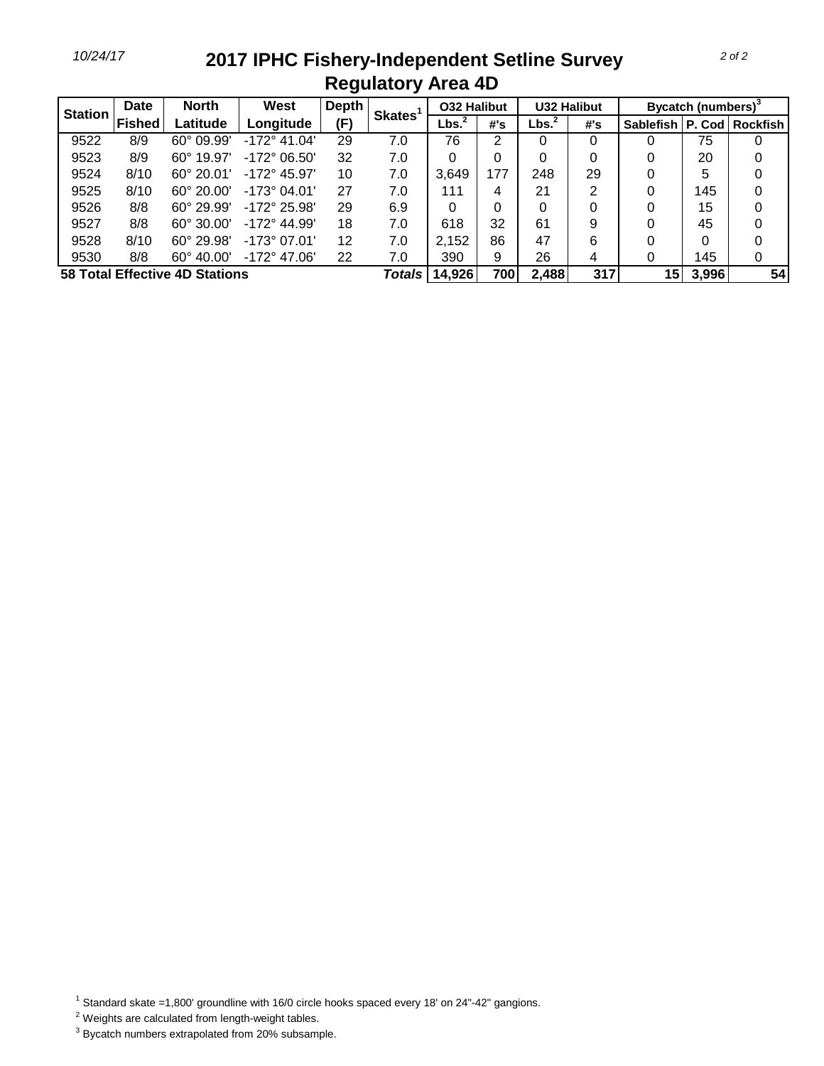# 2017 IPHC Fishery-Independent Setline Survey
## Regulatory Area 4D

10/24/17

| Station | Date Fished | North Latitude | West Longitude | Depth (F) | Skates[1] | O32 Halibut | | U32 Halibut | | Bycatch (numbers)[3] | | |
|---|---|---|---|---|---|---|---|---|---|---|---|---|
| | | | | | | Lbs.[2] | #'s | Lbs.[2] | #'s | Sablefish | P. Cod | Rockfish |
| 9522 | 8/9 | 60° 09.99' | -172° 41.04' | 29 | 7.0 | 76 | 2 | 0 | 0 | 0 | 75 | 0 |
| 9523 | 8/9 | 60° 19.97' | -172° 06.50' | 32 | 7.0 | 0 | 0 | 0 | 0 | 0 | 20 | 0 |
| 9524 | 8/10 | 60° 20.01' | -172° 45.97' | 10 | 7.0 | 3,649 | 177 | 248 | 29 | 0 | 5 | 0 |
| 9525 | 8/10 | 60° 20.00' | -173° 04.01' | 27 | 7.0 | 111 | 4 | 21 | 2 | 0 | 145 | 0 |
| 9526 | 8/8 | 60° 29.99' | -172° 25.98' | 29 | 6.9 | 0 | 0 | 0 | 0 | 0 | 15 | 0 |
| 9527 | 8/8 | 60° 30.00' | -172° 44.99' | 18 | 7.0 | 618 | 32 | 61 | 9 | 0 | 45 | 0 |
| 9528 | 8/10 | 60° 29.98' | -173° 07.01' | 12 | 7.0 | 2,152 | 86 | 47 | 6 | 0 | 0 | 0 |
| 9530 | 8/8 | 60° 40.00' | -172° 47.06' | 22 | 7.0 | 390 | 9 | 26 | 4 | 0 | 145 | 0 |
| **58 Total Effective 4D Stations** | | | | | ***Totals*** | **14,926** | **700** | **2,488** | **317** | **15** | **3,996** | **54** |

[1] Standard skate =1,800' groundline with 16/0 circle hooks spaced every 18' on 24"-42" gangions.

[2] Weights are calculated from length-weight tables.

[3] Bycatch numbers extrapolated from 20% subsample.